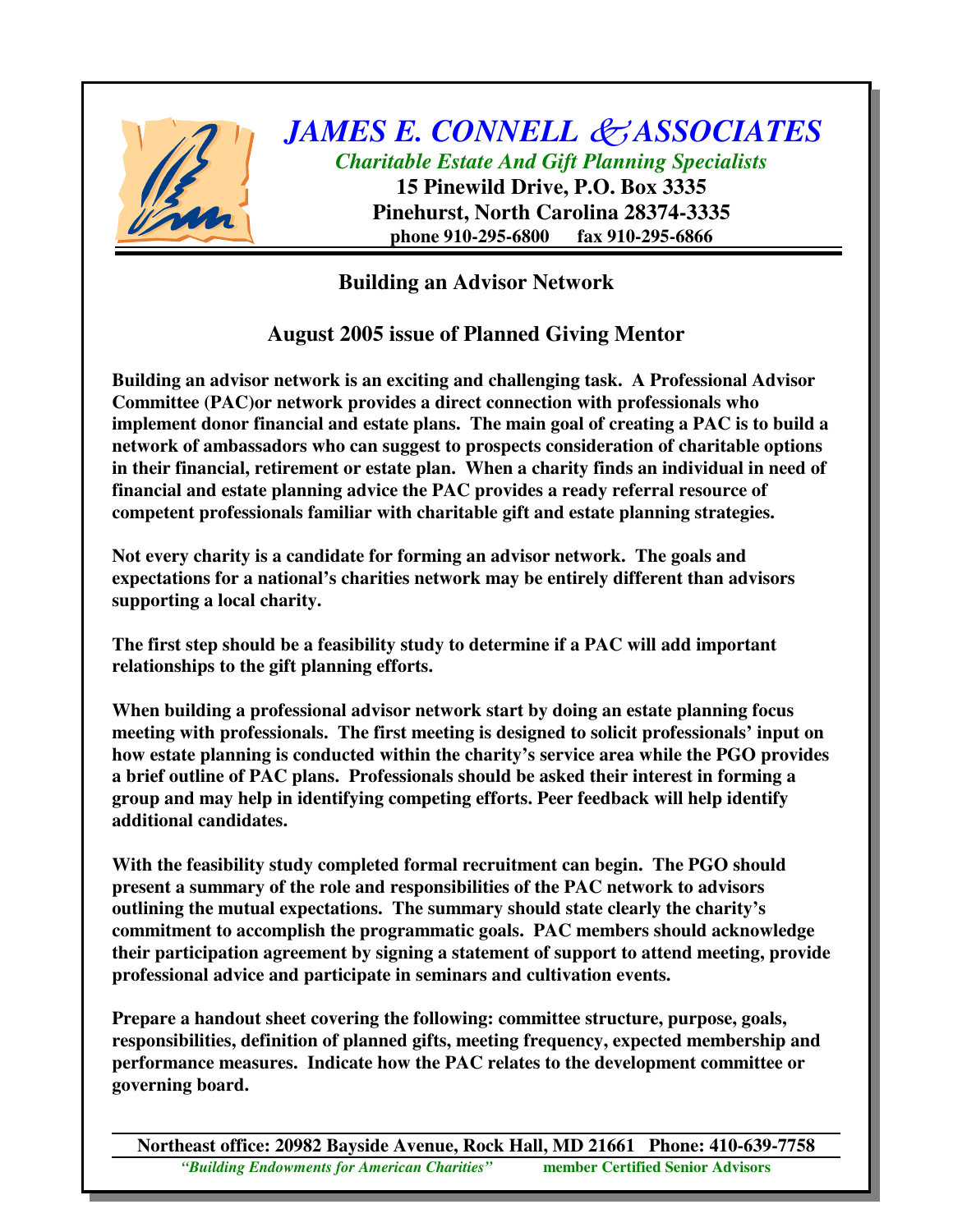# *JAMES E. CONNELL & ASSOCIATES*

***Charitable Estate And Gift Planning Specialists***

**15 Pinewild Drive, P.O. Box 3335**
**Pinehurst, North Carolina 28374-3335**
**phone 910-295-6800 fax 910-295-6866**

## Building an Advisor Network

### August 2005 issue of Planned Giving Mentor

**Building an advisor network is an exciting and challenging task. A Professional Advisor Committee (PAC)or network provides a direct connection with professionals who implement donor financial and estate plans. The main goal of creating a PAC is to build a network of ambassadors who can suggest to prospects consideration of charitable options in their financial, retirement or estate plan. When a charity finds an individual in need of financial and estate planning advice the PAC provides a ready referral resource of competent professionals familiar with charitable gift and estate planning strategies.**

**Not every charity is a candidate for forming an advisor network. The goals and expectations for a national's charities network may be entirely different than advisors supporting a local charity.**

**The first step should be a feasibility study to determine if a PAC will add important relationships to the gift planning efforts.**

**When building a professional advisor network start by doing an estate planning focus meeting with professionals. The first meeting is designed to solicit professionals' input on how estate planning is conducted within the charity's service area while the PGO provides a brief outline of PAC plans. Professionals should be asked their interest in forming a group and may help in identifying competing efforts. Peer feedback will help identify additional candidates.**

**With the feasibility study completed formal recruitment can begin. The PGO should present a summary of the role and responsibilities of the PAC network to advisors outlining the mutual expectations. The summary should state clearly the charity's commitment to accomplish the programmatic goals. PAC members should acknowledge their participation agreement by signing a statement of support to attend meeting, provide professional advice and participate in seminars and cultivation events.**

**Prepare a handout sheet covering the following: committee structure, purpose, goals, responsibilities, definition of planned gifts, meeting frequency, expected membership and performance measures. Indicate how the PAC relates to the development committee or governing board.**

**Northeast office: 20982 Bayside Avenue, Rock Hall, MD 21661 Phone: 410-639-7758**

***"Building Endowments for American Charities"*** **member Certified Senior Advisors**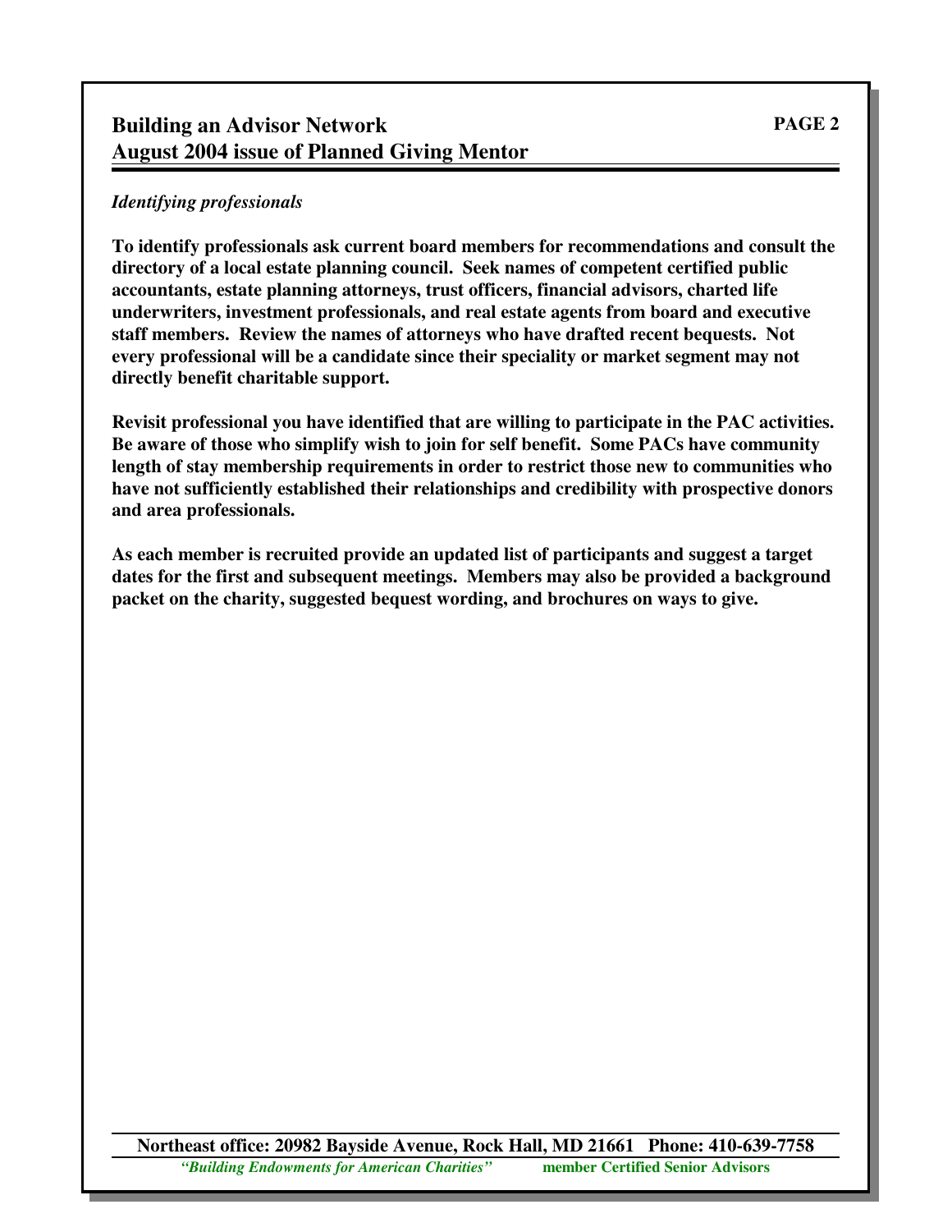*Identifying professionals*

**To identify professionals ask current board members for recommendations and consult the directory of a local estate planning council. Seek names of competent certified public accountants, estate planning attorneys, trust officers, financial advisors, charted life underwriters, investment professionals, and real estate agents from board and executive staff members. Review the names of attorneys who have drafted recent bequests. Not every professional will be a candidate since their speciality or market segment may not directly benefit charitable support.**

**Revisit professional you have identified that are willing to participate in the PAC activities. Be aware of those who simplify wish to join for self benefit. Some PACs have community length of stay membership requirements in order to restrict those new to communities who have not sufficiently established their relationships and credibility with prospective donors and area professionals.**

**As each member is recruited provide an updated list of participants and suggest a target dates for the first and subsequent meetings. Members may also be provided a background packet on the charity, suggested bequest wording, and brochures on ways to give.**